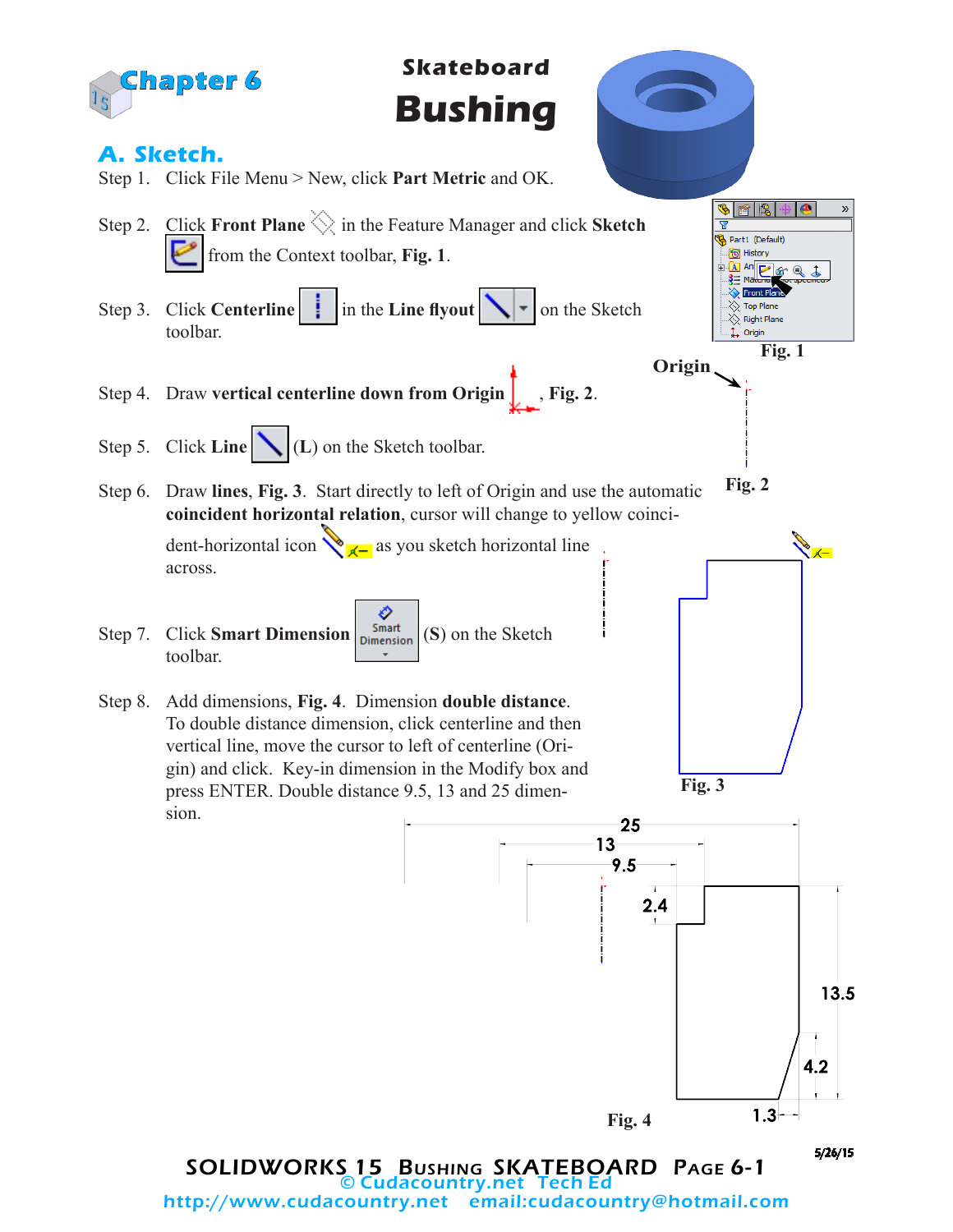# Chapter 6

# Skateboard Bushing

## A. Sketch.

Step 1. Click File Menu > New, click **Part Metric** and OK.

Step 2. Click **Front Plane** in the Feature Manager and click **Sketch** from the Context toolbar, **Fig. 1**.

Fig. 1

Step 3. Click **Centerline** in the **Line flyout** on the Sketch toolbar.

Step 4. Draw **vertical centerline down from Origin**, **Fig. 2**.

Origin

Fig. 2

Step 5. Click **Line** (**L**) on the Sketch toolbar.

Step 6. Draw **lines**, **Fig. 3**. Start directly to left of Origin and use the automatic **coincident horizontal relation**, cursor will change to yellow coincident-horizontal icon as you sketch horizontal line across.

Fig. 3

Step 7. Click **Smart Dimension** (**S**) on the Sketch toolbar.

Step 8. Add dimensions, **Fig. 4**. Dimension **double distance**. To double distance dimension, click centerline and then vertical line, move the cursor to left of centerline (Origin) and click. Key-in dimension in the Modify box and press ENTER. Double distance 9.5, 13 and 25 dimension.

25

13

9.5

2.4

13.5

4.2

1.3

Fig. 4

SOLIDWORKS 15 Bushing SKATEBOARD

© Cudacountry.net Tech Ed

http://www.cudacountry.net email:cudacountry@hotmail.com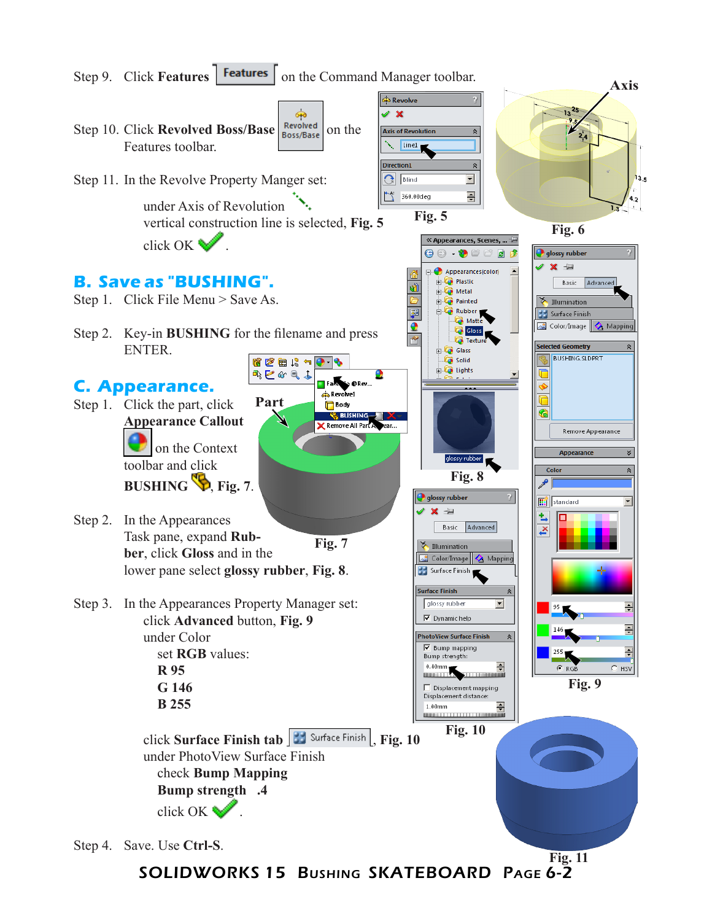Step 9. Click **Features** on the Command Manager toolbar.

Step 10. Click **Revolved Boss/Base** on the Features toolbar.

Step 11. In the Revolve Property Manger set:

under Axis of Revolution vertical construction line is selected, **Fig. 5**

click OK.

Fig. 5

Fig. 6

## B. Save as "BUSHING".

Step 1. Click File Menu > Save As.

Step 2. Key-in **BUSHING** for the filename and press ENTER.

## C. Appearance.

Step 1. Click the part, click **Appearance Callout** on the Context toolbar and click **BUSHING**, **Fig. 7**.

Fig. 7

Step 2. In the Appearances Task pane, expand **Rubber**, click **Gloss** and in the lower pane select **glossy rubber**, **Fig. 8**.

Fig. 8

Step 3. In the Appearances Property Manager set:

click **Advanced** button, **Fig. 9**

under Color

set **RGB** values:

**R 95**

**G 146**

**B 255**

Fig. 9

click **Surface Finish tab** Surface Finish, **Fig. 10**

under PhotoView Surface Finish

check **Bump Mapping**

**Bump strength .4**

click OK.

Fig. 10

Step 4. Save. Use **Ctrl-S**.

Fig. 11